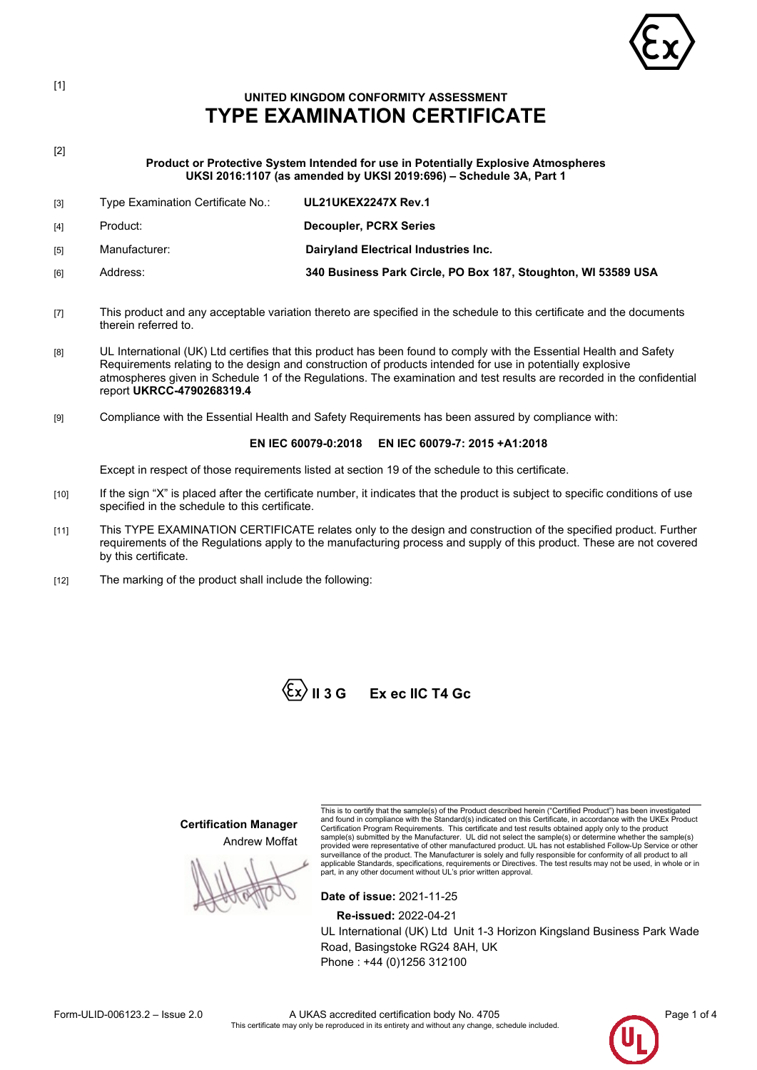[1]

# UNITED KINGDOM CONFORMITY ASSESSMENT
# TYPE EXAMINATION CERTIFICATE

[2]

**Product or Protective System Intended for use in Potentially Explosive Atmospheres**
**UKSI 2016:1107 (as amended by UKSI 2019:696) – Schedule 3A, Part 1**

| | | |
|---|---|---|
| [3] | Type Examination Certificate No.: | **UL21UKEX2247X Rev.1** |
| [4] | Product: | **Decoupler, PCRX Series** |
| [5] | Manufacturer: | **Dairyland Electrical Industries Inc.** |
| [6] | Address: | **340 Business Park Circle, PO Box 187, Stoughton, WI 53589 USA** |

[7] This product and any acceptable variation thereto are specified in the schedule to this certificate and the documents therein referred to.

[8] UL International (UK) Ltd certifies that this product has been found to comply with the Essential Health and Safety Requirements relating to the design and construction of products intended for use in potentially explosive atmospheres given in Schedule 1 of the Regulations. The examination and test results are recorded in the confidential report **UKRCC-4790268319.4**

[9] Compliance with the Essential Health and Safety Requirements has been assured by compliance with:

**EN IEC 60079-0:2018 EN IEC 60079-7: 2015 +A1:2018**

Except in respect of those requirements listed at section 19 of the schedule to this certificate.

[10] If the sign "X" is placed after the certificate number, it indicates that the product is subject to specific conditions of use specified in the schedule to this certificate.

[11] This TYPE EXAMINATION CERTIFICATE relates only to the design and construction of the specified product. Further requirements of the Regulations apply to the manufacturing process and supply of this product. These are not covered by this certificate.

[12] The marking of the product shall include the following:

**Ex II 3 G Ex ec IIC T4 Gc**

**Certification Manager**
Andrew Moffat

This is to certify that the sample(s) of the Product described herein ("Certified Product") has been investigated and found in compliance with the Standard(s) indicated on this Certificate, in accordance with the UKEx Product Certification Program Requirements. This certificate and test results obtained apply only to the product sample(s) submitted by the Manufacturer. UL did not select the sample(s) or determine whether the sample(s) provided were representative of other manufactured product. UL has not established Follow-Up Service or other surveillance of the product. The Manufacturer is solely and fully responsible for conformity of all product to all applicable Standards, specifications, requirements or Directives. The test results may not be used, in whole or in part, in any other document without UL's prior written approval.

**Date of issue:** 2021-11-25

**Re-issued:** 2022-04-21

UL International (UK) Ltd Unit 1-3 Horizon Kingsland Business Park Wade Road, Basingstoke RG24 8AH, UK
Phone : +44 (0)1256 312100

Form-ULID-006123.2 – Issue 2.0

A UKAS accredited certification body No. 4705
This certificate may only be reproduced in its entirety and without any change, schedule included.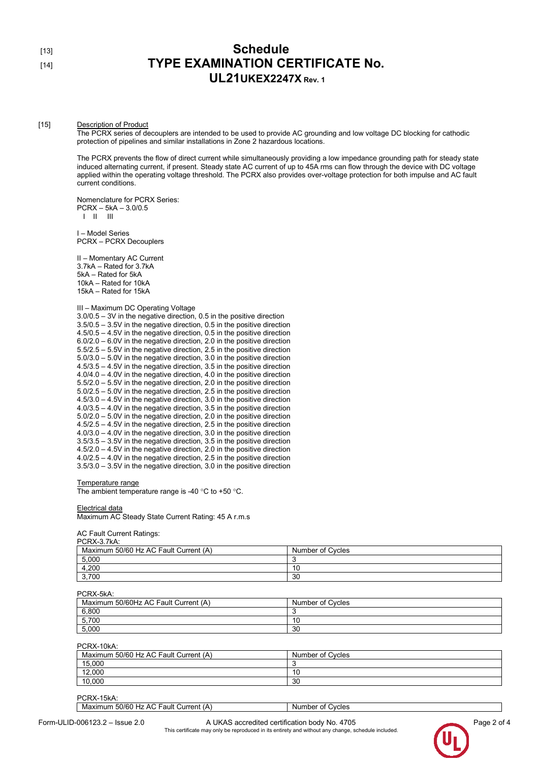[13]
# Schedule
[14]
# TYPE EXAMINATION CERTIFICATE No.
## UL21UKEX2247X Rev. 1

[15] Description of Product

The PCRX series of decouplers are intended to be used to provide AC grounding and low voltage DC blocking for cathodic protection of pipelines and similar installations in Zone 2 hazardous locations.

The PCRX prevents the flow of direct current while simultaneously providing a low impedance grounding path for steady state induced alternating current, if present. Steady state AC current of up to 45A rms can flow through the device with DC voltage applied within the operating voltage threshold. The PCRX also provides over-voltage protection for both impulse and AC fault current conditions.

Nomenclature for PCRX Series:
PCRX – 5kA – 3.0/0.5
I II III

I – Model Series
PCRX – PCRX Decouplers

II – Momentary AC Current
3.7kA – Rated for 3.7kA
5kA – Rated for 5kA
10kA – Rated for 10kA
15kA – Rated for 15kA

III – Maximum DC Operating Voltage
3.0/0.5 – 3V in the negative direction, 0.5 in the positive direction
3.5/0.5 – 3.5V in the negative direction, 0.5 in the positive direction
4.5/0.5 – 4.5V in the negative direction, 0.5 in the positive direction
6.0/2.0 – 6.0V in the negative direction, 2.0 in the positive direction
5.5/2.5 – 5.5V in the negative direction, 2.5 in the positive direction
5.0/3.0 – 5.0V in the negative direction, 3.0 in the positive direction
4.5/3.5 – 4.5V in the negative direction, 3.5 in the positive direction
4.0/4.0 – 4.0V in the negative direction, 4.0 in the positive direction
5.5/2.0 – 5.5V in the negative direction, 2.0 in the positive direction
5.0/2.5 – 5.0V in the negative direction, 2.5 in the positive direction
4.5/3.0 – 4.5V in the negative direction, 3.0 in the positive direction
4.0/3.5 – 4.0V in the negative direction, 3.5 in the positive direction
5.0/2.0 – 5.0V in the negative direction, 2.0 in the positive direction
4.5/2.5 – 4.5V in the negative direction, 2.5 in the positive direction
4.0/3.0 – 4.0V in the negative direction, 3.0 in the positive direction
3.5/3.5 – 3.5V in the negative direction, 3.5 in the positive direction
4.5/2.0 – 4.5V in the negative direction, 2.0 in the positive direction
4.0/2.5 – 4.0V in the negative direction, 2.5 in the positive direction
3.5/3.0 – 3.5V in the negative direction, 3.0 in the positive direction

Temperature range
The ambient temperature range is -40 °C to +50 °C.

Electrical data
Maximum AC Steady State Current Rating: 45 A r.m.s

AC Fault Current Ratings:

PCRX-3.7kA:

| Maximum 50/60 Hz AC Fault Current (A) | Number of Cycles |
|---|---|
| 5,000 | 3 |
| 4,200 | 10 |
| 3,700 | 30 |

PCRX-5kA:

| Maximum 50/60Hz AC Fault Current (A) | Number of Cycles |
|---|---|
| 6,800 | 3 |
| 5,700 | 10 |
| 5,000 | 30 |

PCRX-10kA:

| Maximum 50/60 Hz AC Fault Current (A) | Number of Cycles |
|---|---|
| 15,000 | 3 |
| 12,000 | 10 |
| 10,000 | 30 |

PCRX-15kA:

| Maximum 50/60 Hz AC Fault Current (A) | Number of Cycles |
|---|---|

Form-ULID-006123.2 – Issue 2.0 A UKAS accredited certification body No. 4705
This certificate may only be reproduced in its entirety and without any change, schedule included.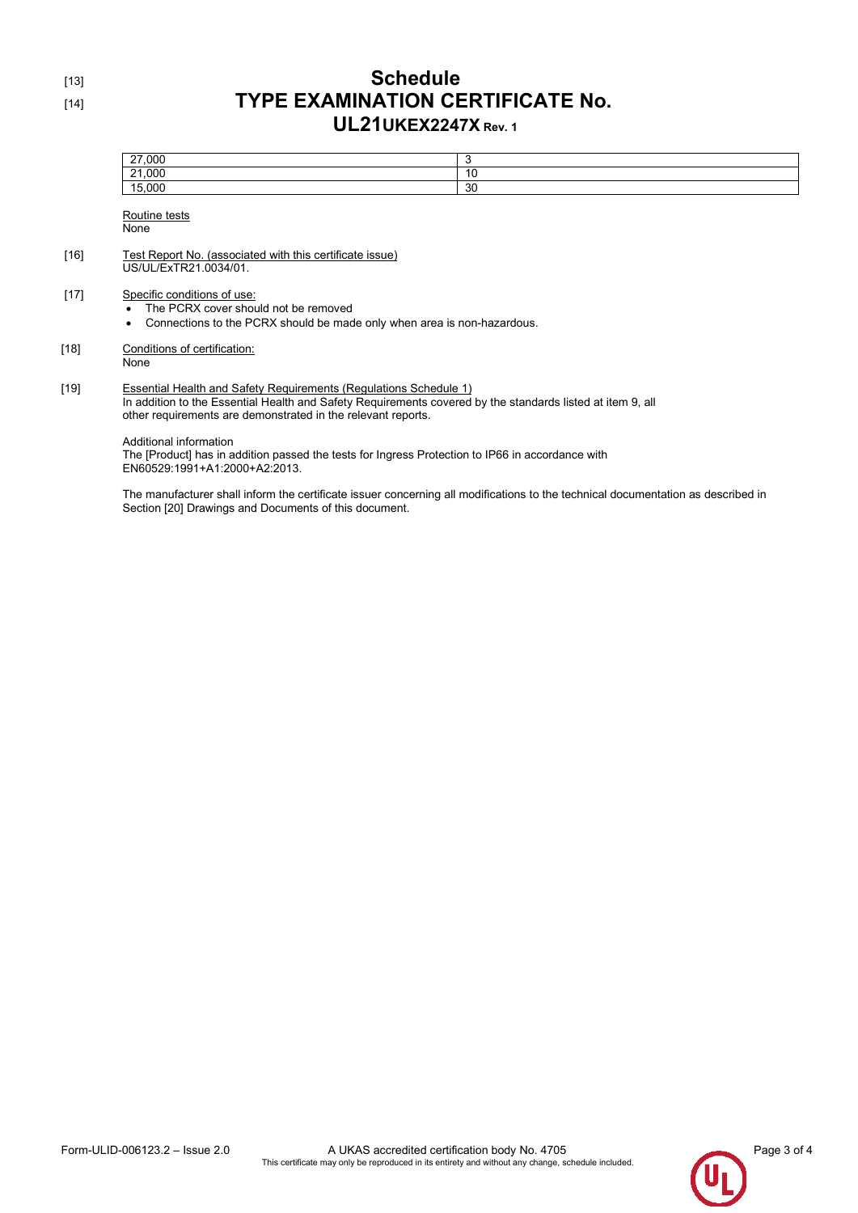[13] 
# Schedule

[14] 
# TYPE EXAMINATION CERTIFICATE No.
## UL21UKEX2247X Rev. 1

| 27,000 | 3 |
|---|---|
| 21,000 | 10 |
| 15,000 | 30 |

Routine tests
None

[16] Test Report No. (associated with this certificate issue)
US/UL/ExTR21.0034/01.

[17] Specific conditions of use:
- The PCRX cover should not be removed
- Connections to the PCRX should be made only when area is non-hazardous.

[18] Conditions of certification:
None

[19] Essential Health and Safety Requirements (Regulations Schedule 1)
In addition to the Essential Health and Safety Requirements covered by the standards listed at item 9, all other requirements are demonstrated in the relevant reports.

Additional information
The [Product] has in addition passed the tests for Ingress Protection to IP66 in accordance with EN60529:1991+A1:2000+A2:2013.

The manufacturer shall inform the certificate issuer concerning all modifications to the technical documentation as described in Section [20] Drawings and Documents of this document.

Form-ULID-006123.2 – Issue 2.0 A UKAS accredited certification body No. 4705
This certificate may only be reproduced in its entirety and without any change, schedule included.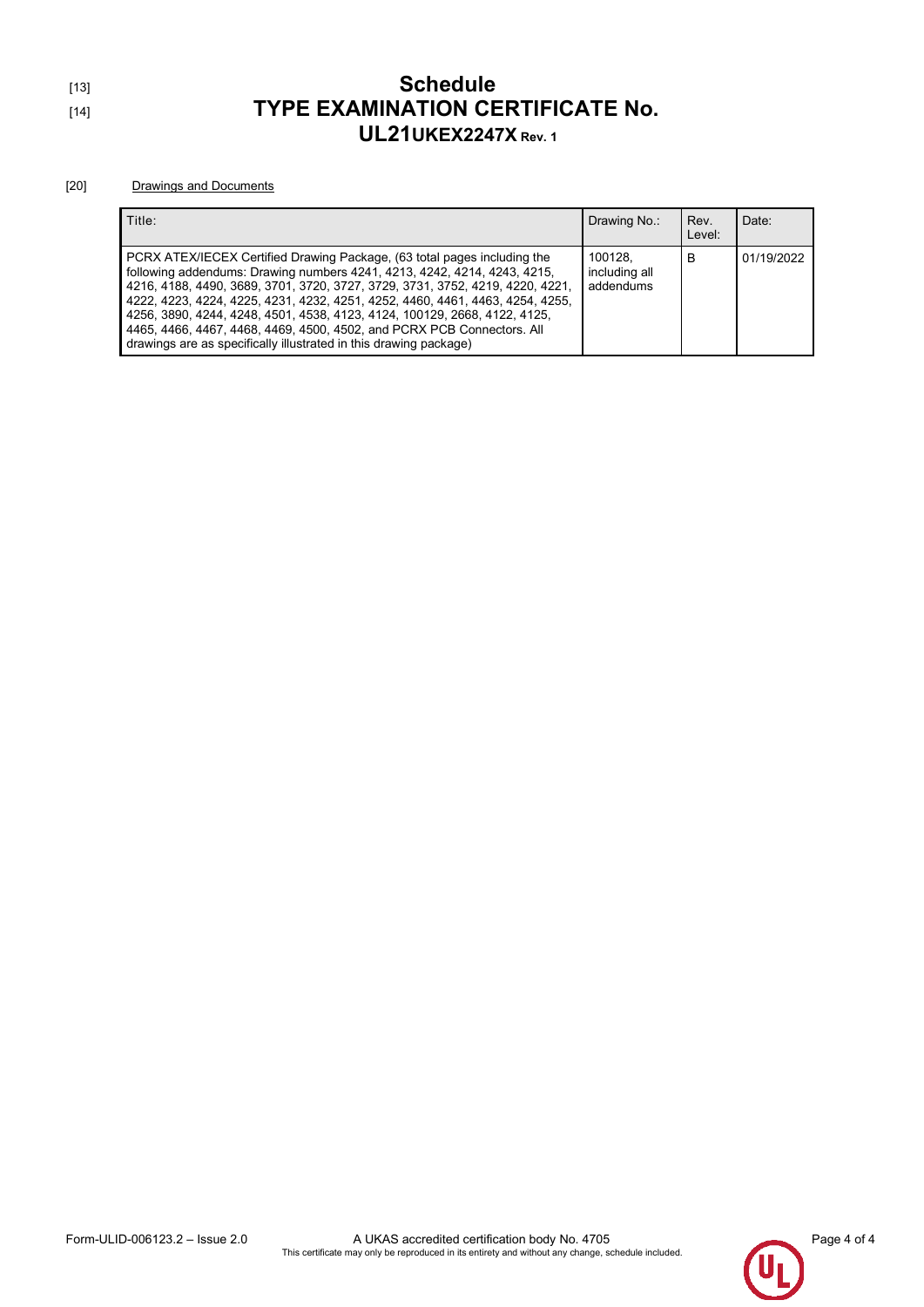[13]
# Schedule
[14]
# TYPE EXAMINATION CERTIFICATE No. UL21UKEX2247X Rev. 1

[20] Drawings and Documents

| Title: | Drawing No.: | Rev. Level: | Date: |
|---|---|---|---|
| PCRX ATEX/IECEX Certified Drawing Package, (63 total pages including the following addendums: Drawing numbers 4241, 4213, 4242, 4214, 4243, 4215, 4216, 4188, 4490, 3689, 3701, 3720, 3727, 3729, 3731, 3752, 4219, 4220, 4221, 4222, 4223, 4224, 4225, 4231, 4232, 4251, 4252, 4460, 4461, 4463, 4254, 4255, 4256, 3890, 4244, 4248, 4501, 4538, 4123, 4124, 100129, 2668, 4122, 4125, 4465, 4466, 4467, 4468, 4469, 4500, 4502, and PCRX PCB Connectors. All drawings are as specifically illustrated in this drawing package) | 100128, including all addendums | B | 01/19/2022 |

Form-ULID-006123.2 – Issue 2.0

A UKAS accredited certification body No. 4705

This certificate may only be reproduced in its entirety and without any change, schedule included.